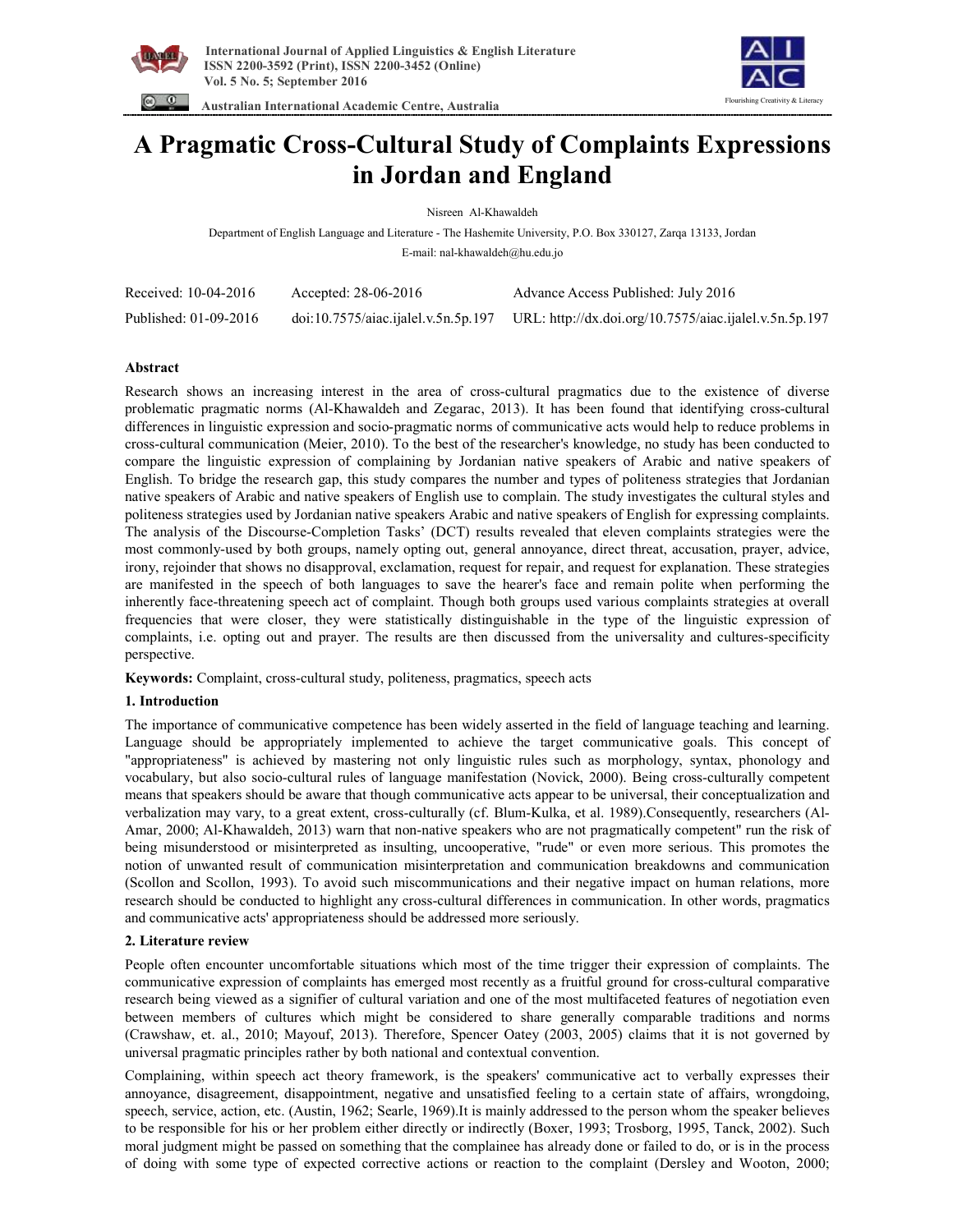# A Pragmatic Cross-Cultural Study of Complaints Expressions in Jordan and England

Nisreen Al-Khawaldeh

Department of English Language and Literature - The Hashemite University, P.O. Box 330127, Zarqa 13133, Jordan

E-mail: nal-khawaldeh@hu.edu.jo

| Received: 10-04-2016 | Accepted: 28-06-2016 | Advance Access Published: July 2016 |
|---|---|---|
| Published: 01-09-2016 | doi:10.7575/aiac.ijalel.v.5n.5p.197 | URL: http://dx.doi.org/10.7575/aiac.ijalel.v.5n.5p.197 |

## Abstract

Research shows an increasing interest in the area of cross-cultural pragmatics due to the existence of diverse problematic pragmatic norms (Al-Khawaldeh and Zegarac, 2013). It has been found that identifying cross-cultural differences in linguistic expression and socio-pragmatic norms of communicative acts would help to reduce problems in cross-cultural communication (Meier, 2010). To the best of the researcher's knowledge, no study has been conducted to compare the linguistic expression of complaining by Jordanian native speakers of Arabic and native speakers of English. To bridge the research gap, this study compares the number and types of politeness strategies that Jordanian native speakers of Arabic and native speakers of English use to complain. The study investigates the cultural styles and politeness strategies used by Jordanian native speakers Arabic and native speakers of English for expressing complaints. The analysis of the Discourse-Completion Tasks' (DCT) results revealed that eleven complaints strategies were the most commonly-used by both groups, namely opting out, general annoyance, direct threat, accusation, prayer, advice, irony, rejoinder that shows no disapproval, exclamation, request for repair, and request for explanation. These strategies are manifested in the speech of both languages to save the hearer's face and remain polite when performing the inherently face-threatening speech act of complaint. Though both groups used various complaints strategies at overall frequencies that were closer, they were statistically distinguishable in the type of the linguistic expression of complaints, i.e. opting out and prayer. The results are then discussed from the universality and cultures-specificity perspective.

**Keywords:** Complaint, cross-cultural study, politeness, pragmatics, speech acts

## 1. Introduction

The importance of communicative competence has been widely asserted in the field of language teaching and learning. Language should be appropriately implemented to achieve the target communicative goals. This concept of "appropriateness" is achieved by mastering not only linguistic rules such as morphology, syntax, phonology and vocabulary, but also socio-cultural rules of language manifestation (Novick, 2000). Being cross-culturally competent means that speakers should be aware that though communicative acts appear to be universal, their conceptualization and verbalization may vary, to a great extent, cross-culturally (cf. Blum-Kulka, et al. 1989).Consequently, researchers (Al-Amar, 2000; Al-Khawaldeh, 2013) warn that non-native speakers who are not pragmatically competent" run the risk of being misunderstood or misinterpreted as insulting, uncooperative, "rude" or even more serious. This promotes the notion of unwanted result of communication misinterpretation and communication breakdowns and communication (Scollon and Scollon, 1993). To avoid such miscommunications and their negative impact on human relations, more research should be conducted to highlight any cross-cultural differences in communication. In other words, pragmatics and communicative acts' appropriateness should be addressed more seriously.

## 2. Literature review

People often encounter uncomfortable situations which most of the time trigger their expression of complaints. The communicative expression of complaints has emerged most recently as a fruitful ground for cross-cultural comparative research being viewed as a signifier of cultural variation and one of the most multifaceted features of negotiation even between members of cultures which might be considered to share generally comparable traditions and norms (Crawshaw, et. al., 2010; Mayouf, 2013). Therefore, Spencer Oatey (2003, 2005) claims that it is not governed by universal pragmatic principles rather by both national and contextual convention.

Complaining, within speech act theory framework, is the speakers' communicative act to verbally expresses their annoyance, disagreement, disappointment, negative and unsatisfied feeling to a certain state of affairs, wrongdoing, speech, service, action, etc. (Austin, 1962; Searle, 1969).It is mainly addressed to the person whom the speaker believes to be responsible for his or her problem either directly or indirectly (Boxer, 1993; Trosborg, 1995, Tanck, 2002). Such moral judgment might be passed on something that the complainee has already done or failed to do, or is in the process of doing with some type of expected corrective actions or reaction to the complaint (Dersley and Wooton, 2000;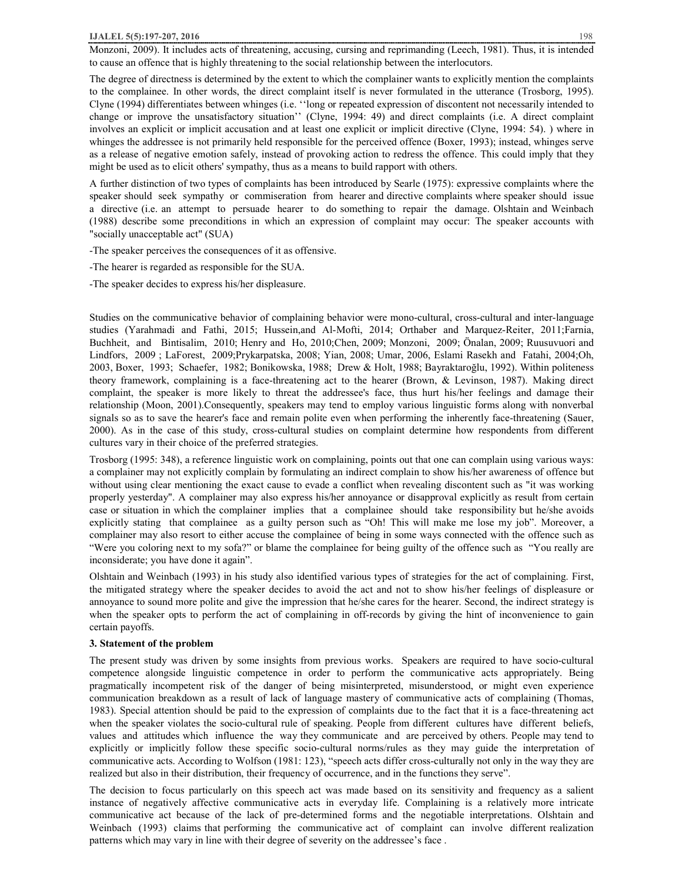Monzoni, 2009). It includes acts of threatening, accusing, cursing and reprimanding (Leech, 1981). Thus, it is intended to cause an offence that is highly threatening to the social relationship between the interlocutors.

The degree of directness is determined by the extent to which the complainer wants to explicitly mention the complaints to the complainee. In other words, the direct complaint itself is never formulated in the utterance (Trosborg, 1995). Clyne (1994) differentiates between whinges (i.e. ''long or repeated expression of discontent not necessarily intended to change or improve the unsatisfactory situation'' (Clyne, 1994: 49) and direct complaints (i.e. A direct complaint involves an explicit or implicit accusation and at least one explicit or implicit directive (Clyne, 1994: 54). ) where in whinges the addressee is not primarily held responsible for the perceived offence (Boxer, 1993); instead, whinges serve as a release of negative emotion safely, instead of provoking action to redress the offence. This could imply that they might be used as to elicit others' sympathy, thus as a means to build rapport with others.

A further distinction of two types of complaints has been introduced by Searle (1975): expressive complaints where the speaker should seek sympathy or commiseration from hearer and directive complaints where speaker should issue a directive (i.e. an attempt to persuade hearer to do something to repair the damage. Olshtain and Weinbach (1988) describe some preconditions in which an expression of complaint may occur: The speaker accounts with "socially unacceptable act" (SUA)

-The speaker perceives the consequences of it as offensive.

-The hearer is regarded as responsible for the SUA.

-The speaker decides to express his/her displeasure.

Studies on the communicative behavior of complaining behavior were mono-cultural, cross-cultural and inter-language studies (Yarahmadi and Fathi, 2015; Hussein,and Al-Mofti, 2014; Orthaber and Marquez-Reiter, 2011;Farnia, Buchheit, and Bintisalim, 2010; Henry and Ho, 2010;Chen, 2009; Monzoni, 2009; Önalan, 2009; Ruusuvuori and Lindfors, 2009 ; LaForest, 2009;Prykarpatska, 2008; Yian, 2008; Umar, 2006, Eslami Rasekh and Fatahi, 2004;Oh, 2003, Boxer, 1993; Schaefer, 1982; Bonikowska, 1988; Drew & Holt, 1988; Bayraktaroğlu, 1992). Within politeness theory framework, complaining is a face-threatening act to the hearer (Brown, & Levinson, 1987). Making direct complaint, the speaker is more likely to threat the addressee's face, thus hurt his/her feelings and damage their relationship (Moon, 2001).Consequently, speakers may tend to employ various linguistic forms along with nonverbal signals so as to save the hearer's face and remain polite even when performing the inherently face-threatening (Sauer, 2000). As in the case of this study, cross-cultural studies on complaint determine how respondents from different cultures vary in their choice of the preferred strategies.

Trosborg (1995: 348), a reference linguistic work on complaining, points out that one can complain using various ways: a complainer may not explicitly complain by formulating an indirect complain to show his/her awareness of offence but without using clear mentioning the exact cause to evade a conflict when revealing discontent such as "it was working properly yesterday". A complainer may also express his/her annoyance or disapproval explicitly as result from certain case or situation in which the complainer implies that a complainee should take responsibility but he/she avoids explicitly stating that complainee as a guilty person such as "Oh! This will make me lose my job". Moreover, a complainer may also resort to either accuse the complainee of being in some ways connected with the offence such as "Were you coloring next to my sofa?" or blame the complainee for being guilty of the offence such as "You really are inconsiderate; you have done it again".

Olshtain and Weinbach (1993) in his study also identified various types of strategies for the act of complaining. First, the mitigated strategy where the speaker decides to avoid the act and not to show his/her feelings of displeasure or annoyance to sound more polite and give the impression that he/she cares for the hearer. Second, the indirect strategy is when the speaker opts to perform the act of complaining in off-records by giving the hint of inconvenience to gain certain payoffs.

### 3. Statement of the problem

The present study was driven by some insights from previous works. Speakers are required to have socio-cultural competence alongside linguistic competence in order to perform the communicative acts appropriately. Being pragmatically incompetent risk of the danger of being misinterpreted, misunderstood, or might even experience communication breakdown as a result of lack of language mastery of communicative acts of complaining (Thomas, 1983). Special attention should be paid to the expression of complaints due to the fact that it is a face-threatening act when the speaker violates the socio-cultural rule of speaking. People from different cultures have different beliefs, values and attitudes which influence the way they communicate and are perceived by others. People may tend to explicitly or implicitly follow these specific socio-cultural norms/rules as they may guide the interpretation of communicative acts. According to Wolfson (1981: 123), "speech acts differ cross-culturally not only in the way they are realized but also in their distribution, their frequency of occurrence, and in the functions they serve".

The decision to focus particularly on this speech act was made based on its sensitivity and frequency as a salient instance of negatively affective communicative acts in everyday life. Complaining is a relatively more intricate communicative act because of the lack of pre-determined forms and the negotiable interpretations. Olshtain and Weinbach (1993) claims that performing the communicative act of complaint can involve different realization patterns which may vary in line with their degree of severity on the addressee's face .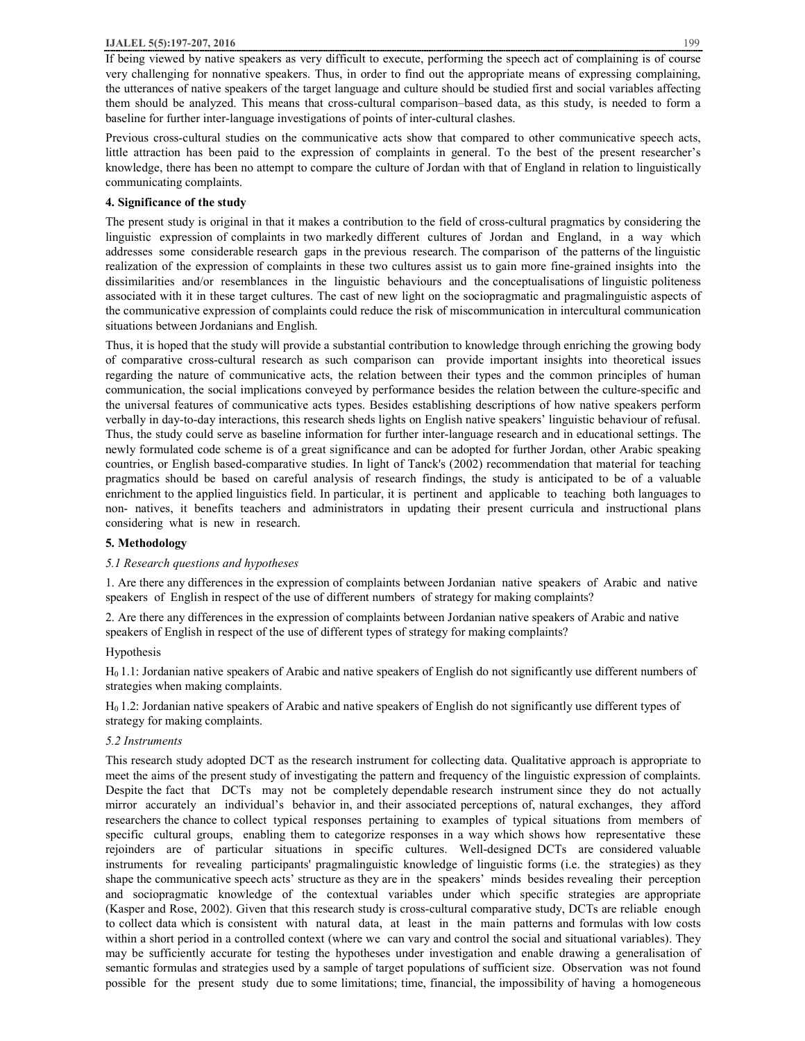If being viewed by native speakers as very difficult to execute, performing the speech act of complaining is of course very challenging for nonnative speakers. Thus, in order to find out the appropriate means of expressing complaining, the utterances of native speakers of the target language and culture should be studied first and social variables affecting them should be analyzed. This means that cross-cultural comparison–based data, as this study, is needed to form a baseline for further inter-language investigations of points of inter-cultural clashes.

Previous cross-cultural studies on the communicative acts show that compared to other communicative speech acts, little attraction has been paid to the expression of complaints in general. To the best of the present researcher's knowledge, there has been no attempt to compare the culture of Jordan with that of England in relation to linguistically communicating complaints.

## 4. Significance of the study

The present study is original in that it makes a contribution to the field of cross-cultural pragmatics by considering the linguistic expression of complaints in two markedly different cultures of Jordan and England, in a way which addresses some considerable research gaps in the previous research. The comparison of the patterns of the linguistic realization of the expression of complaints in these two cultures assist us to gain more fine-grained insights into the dissimilarities and/or resemblances in the linguistic behaviours and the conceptualisations of linguistic politeness associated with it in these target cultures. The cast of new light on the sociopragmatic and pragmalinguistic aspects of the communicative expression of complaints could reduce the risk of miscommunication in intercultural communication situations between Jordanians and English.

Thus, it is hoped that the study will provide a substantial contribution to knowledge through enriching the growing body of comparative cross-cultural research as such comparison can provide important insights into theoretical issues regarding the nature of communicative acts, the relation between their types and the common principles of human communication, the social implications conveyed by performance besides the relation between the culture-specific and the universal features of communicative acts types. Besides establishing descriptions of how native speakers perform verbally in day-to-day interactions, this research sheds lights on English native speakers' linguistic behaviour of refusal. Thus, the study could serve as baseline information for further inter-language research and in educational settings. The newly formulated code scheme is of a great significance and can be adopted for further Jordan, other Arabic speaking countries, or English based-comparative studies. In light of Tanck's (2002) recommendation that material for teaching pragmatics should be based on careful analysis of research findings, the study is anticipated to be of a valuable enrichment to the applied linguistics field. In particular, it is pertinent and applicable to teaching both languages to non- natives, it benefits teachers and administrators in updating their present curricula and instructional plans considering what is new in research.

## 5. Methodology

### *5.1 Research questions and hypotheses*

1. Are there any differences in the expression of complaints between Jordanian native speakers of Arabic and native speakers of English in respect of the use of different numbers of strategy for making complaints?

2. Are there any differences in the expression of complaints between Jordanian native speakers of Arabic and native speakers of English in respect of the use of different types of strategy for making complaints?

Hypothesis

$H_0$ 1.1: Jordanian native speakers of Arabic and native speakers of English do not significantly use different numbers of strategies when making complaints.

$H_0$ 1.2: Jordanian native speakers of Arabic and native speakers of English do not significantly use different types of strategy for making complaints.

### *5.2 Instruments*

This research study adopted DCT as the research instrument for collecting data. Qualitative approach is appropriate to meet the aims of the present study of investigating the pattern and frequency of the linguistic expression of complaints. Despite the fact that DCTs may not be completely dependable research instrument since they do not actually mirror accurately an individual's behavior in, and their associated perceptions of, natural exchanges, they afford researchers the chance to collect typical responses pertaining to examples of typical situations from members of specific cultural groups, enabling them to categorize responses in a way which shows how representative these rejoinders are of particular situations in specific cultures. Well-designed DCTs are considered valuable instruments for revealing participants' pragmalinguistic knowledge of linguistic forms (i.e. the strategies) as they shape the communicative speech acts' structure as they are in the speakers' minds besides revealing their perception and sociopragmatic knowledge of the contextual variables under which specific strategies are appropriate (Kasper and Rose, 2002). Given that this research study is cross-cultural comparative study, DCTs are reliable enough to collect data which is consistent with natural data, at least in the main patterns and formulas with low costs within a short period in a controlled context (where we can vary and control the social and situational variables). They may be sufficiently accurate for testing the hypotheses under investigation and enable drawing a generalisation of semantic formulas and strategies used by a sample of target populations of sufficient size. Observation was not found possible for the present study due to some limitations; time, financial, the impossibility of having a homogeneous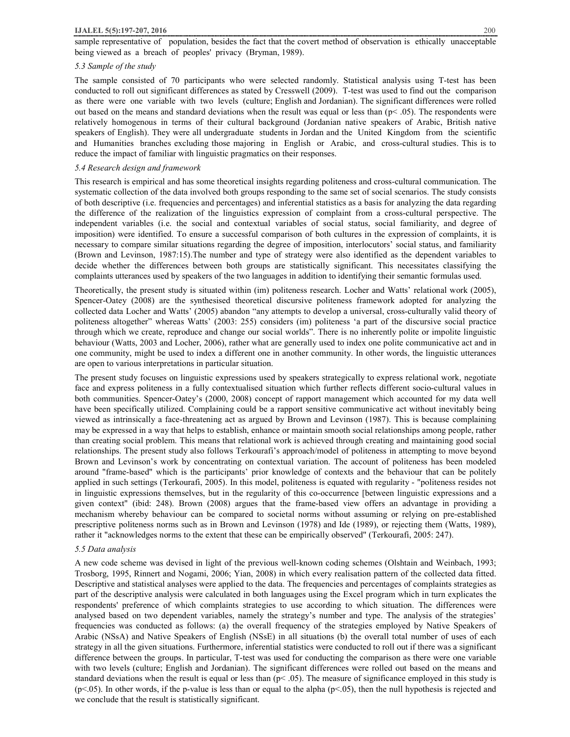sample representative of population, besides the fact that the covert method of observation is ethically unacceptable being viewed as a breach of peoples' privacy (Bryman, 1989).

### *5.3 Sample of the study*

The sample consisted of 70 participants who were selected randomly. Statistical analysis using T-test has been conducted to roll out significant differences as stated by Cresswell (2009). T-test was used to find out the comparison as there were one variable with two levels (culture; English and Jordanian). The significant differences were rolled out based on the means and standard deviations when the result was equal or less than ($p < .05$). The respondents were relatively homogenous in terms of their cultural background (Jordanian native speakers of Arabic, British native speakers of English). They were all undergraduate students in Jordan and the United Kingdom from the scientific and Humanities branches excluding those majoring in English or Arabic, and cross-cultural studies. This is to reduce the impact of familiar with linguistic pragmatics on their responses.

### *5.4 Research design and framework*

This research is empirical and has some theoretical insights regarding politeness and cross-cultural communication. The systematic collection of the data involved both groups responding to the same set of social scenarios. The study consists of both descriptive (i.e. frequencies and percentages) and inferential statistics as a basis for analyzing the data regarding the difference of the realization of the linguistics expression of complaint from a cross-cultural perspective. The independent variables (i.e. the social and contextual variables of social status, social familiarity, and degree of imposition) were identified. To ensure a successful comparison of both cultures in the expression of complaints, it is necessary to compare similar situations regarding the degree of imposition, interlocutors' social status, and familiarity (Brown and Levinson, 1987:15).The number and type of strategy were also identified as the dependent variables to decide whether the differences between both groups are statistically significant. This necessitates classifying the complaints utterances used by speakers of the two languages in addition to identifying their semantic formulas used.

Theoretically, the present study is situated within (im) politeness research. Locher and Watts' relational work (2005), Spencer-Oatey (2008) are the synthesised theoretical discursive politeness framework adopted for analyzing the collected data Locher and Watts' (2005) abandon "any attempts to develop a universal, cross-culturally valid theory of politeness altogether" whereas Watts' (2003: 255) considers (im) politeness 'a part of the discursive social practice through which we create, reproduce and change our social worlds". There is no inherently polite or impolite linguistic behaviour (Watts, 2003 and Locher, 2006), rather what are generally used to index one polite communicative act and in one community, might be used to index a different one in another community. In other words, the linguistic utterances are open to various interpretations in particular situation.

The present study focuses on linguistic expressions used by speakers strategically to express relational work, negotiate face and express politeness in a fully contextualised situation which further reflects different socio-cultural values in both communities. Spencer-Oatey's (2000, 2008) concept of rapport management which accounted for my data well have been specifically utilized. Complaining could be a rapport sensitive communicative act without inevitably being viewed as intrinsically a face-threatening act as argued by Brown and Levinson (1987). This is because complaining may be expressed in a way that helps to establish, enhance or maintain smooth social relationships among people, rather than creating social problem. This means that relational work is achieved through creating and maintaining good social relationships. The present study also follows Terkourafi's approach/model of politeness in attempting to move beyond Brown and Levinson's work by concentrating on contextual variation. The account of politeness has been modeled around "frame-based" which is the participants' prior knowledge of contexts and the behaviour that can be politely applied in such settings (Terkourafi, 2005). In this model, politeness is equated with regularity - "politeness resides not in linguistic expressions themselves, but in the regularity of this co-occurrence [between linguistic expressions and a given context" (ibid: 248). Brown (2008) argues that the frame-based view offers an advantage in providing a mechanism whereby behaviour can be compared to societal norms without assuming or relying on pre-established prescriptive politeness norms such as in Brown and Levinson (1978) and Ide (1989), or rejecting them (Watts, 1989), rather it "acknowledges norms to the extent that these can be empirically observed" (Terkourafi, 2005: 247).

### *5.5 Data analysis*

A new code scheme was devised in light of the previous well-known coding schemes (Olshtain and Weinbach, 1993; Trosborg, 1995, Rinnert and Nogami, 2006; Yian, 2008) in which every realisation pattern of the collected data fitted. Descriptive and statistical analyses were applied to the data. The frequencies and percentages of complaints strategies as part of the descriptive analysis were calculated in both languages using the Excel program which in turn explicates the respondents' preference of which complaints strategies to use according to which situation. The differences were analysed based on two dependent variables, namely the strategy's number and type. The analysis of the strategies' frequencies was conducted as follows: (a) the overall frequency of the strategies employed by Native Speakers of Arabic (NSsA) and Native Speakers of English (NSsE) in all situations (b) the overall total number of uses of each strategy in all the given situations. Furthermore, inferential statistics were conducted to roll out if there was a significant difference between the groups. In particular, T-test was used for conducting the comparison as there were one variable with two levels (culture; English and Jordanian). The significant differences were rolled out based on the means and standard deviations when the result is equal or less than ($p < .05$). The measure of significance employed in this study is ($p < .05$). In other words, if the p-value is less than or equal to the alpha ($p < .05$), then the null hypothesis is rejected and we conclude that the result is statistically significant.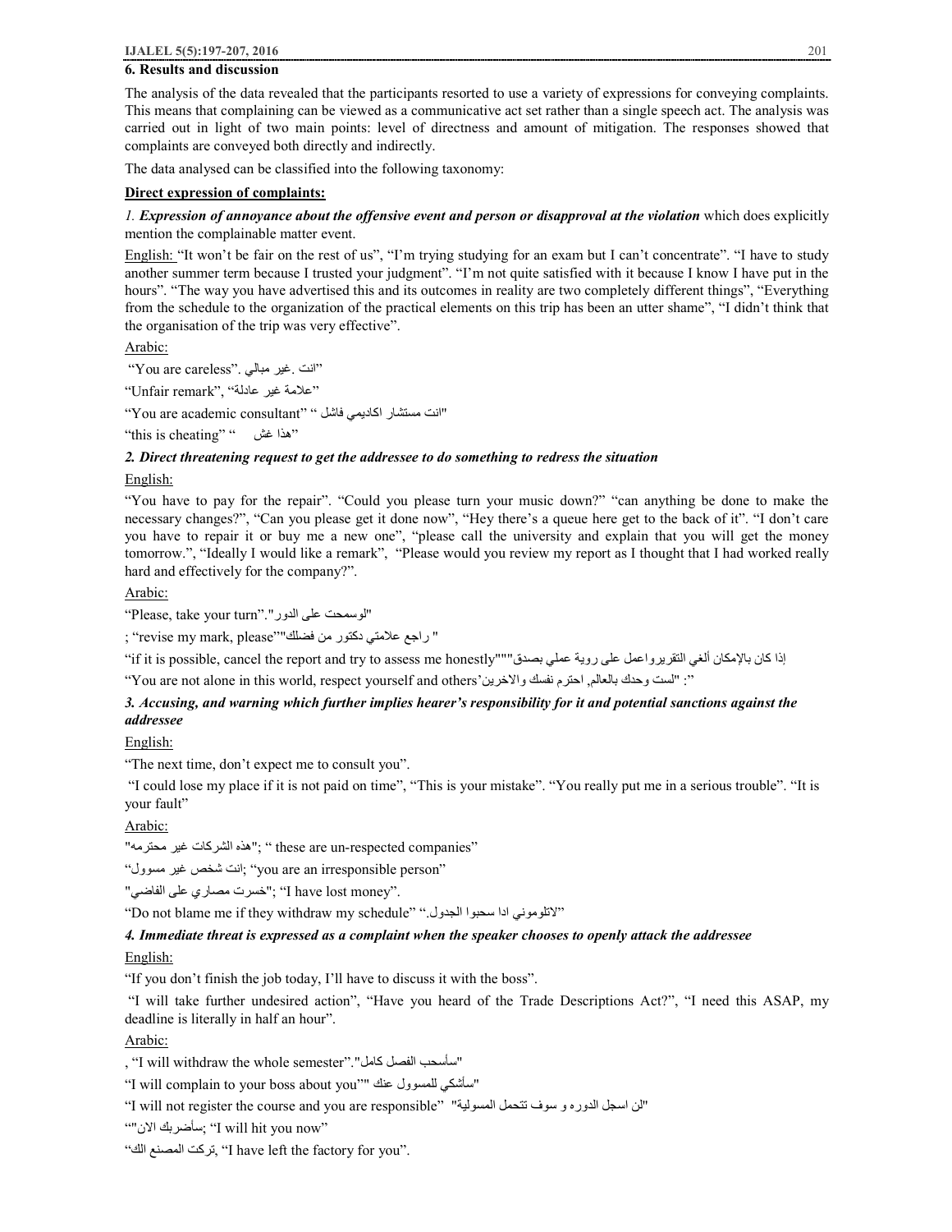## 6. Results and discussion

The analysis of the data revealed that the participants resorted to use a variety of expressions for conveying complaints. This means that complaining can be viewed as a communicative act set rather than a single speech act. The analysis was carried out in light of two main points: level of directness and amount of mitigation. The responses showed that complaints are conveyed both directly and indirectly.

The data analysed can be classified into the following taxonomy:

**Direct expression of complaints:**

*1.* ***Expression of annoyance about the offensive event and person or disapproval at the violation*** which does explicitly mention the complainable matter event.

English: "It won't be fair on the rest of us", "I'm trying studying for an exam but I can't concentrate". "I have to study another summer term because I trusted your judgment". "I'm not quite satisfied with it because I know I have put in the hours". "The way you have advertised this and its outcomes in reality are two completely different things", "Everything from the schedule to the organization of the practical elements on this trip has been an utter shame", "I didn't think that the organisation of the trip was very effective".

Arabic:

"You are careless". "انت .غير مبالي"

"Unfair remark", "علامة غير عادلة"

"You are academic consultant" " انت مستشار اكاديمي فاشل"

"this is cheating" " هذا غش"

***2. Direct threatening request to get the addressee to do something to redress the situation***

English:

"You have to pay for the repair". "Could you please turn your music down?" "can anything be done to make the necessary changes?", "Can you please get it done now", "Hey there's a queue here get to the back of it". "I don't care you have to repair it or buy me a new one", "please call the university and explain that you will get the money tomorrow.", "Ideally I would like a remark", "Please would you review my report as I thought that I had worked really hard and effectively for the company?".

Arabic:

"Please, take your turn"."الوسمحت على الدور"

; "revise my mark, please"" راجع علامتي دكتور من فضلك "

"if it is possible, cancel the report and try to assess me honestly""" إذا كان بالإمكان ألغي التقرير واعمل على روية عملي بصدق"

"You are not alone in this world, respect yourself and others' "لست وحدك بالعالم, احترم نفسك والاخرين":"

***3. Accusing, and warning which further implies hearer's responsibility for it and potential sanctions against the addressee***

English:

"The next time, don't expect me to consult you".

"I could lose my place if it is not paid on time", "This is your mistake". "You really put me in a serious trouble". "It is your fault"

Arabic:

"هذه الشركات غير محترمه"; " these are un-respected companies"

"انت شخص غير مسوول; "you are an irresponsible person"

"خسرت مصاري على الفاضي"; "I have lost money".

"Do not blame me if they withdraw my schedule" ".لاتلوموني ادا سحبوا الجدول"

***4. Immediate threat is expressed as a complaint when the speaker chooses to openly attack the addressee***

English:

"If you don't finish the job today, I'll have to discuss it with the boss".

"I will take further undesired action", "Have you heard of the Trade Descriptions Act?", "I need this ASAP, my deadline is literally in half an hour".

Arabic:

, "I will withdraw the whole semester"."سأسحب الفصل كامل"

"I will complain to your boss about you"" سأشكي للمسوول عنك"

"I will not register the course and you are responsible" "لن اسجل الدوره و سوف تتحمل المسولية"

""سأضربك الان"; "I will hit you now"

"تركت المصنع الك, "I have left the factory for you".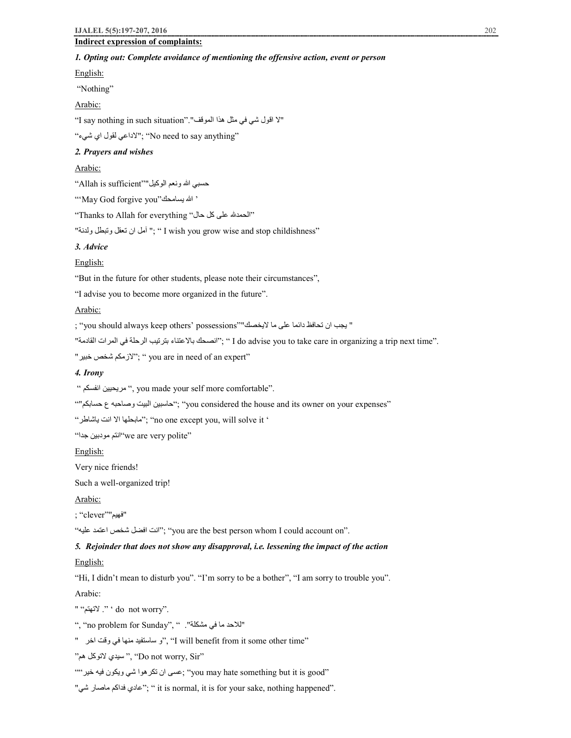**Indirect expression of complaints:**

***1. Opting out: Complete avoidance of mentioning the offensive action, event or person***

English:

"Nothing"

Arabic:

"I say nothing in such situation"."لا اقول شي في مثل هذا الموقف"

"لاداعي لقول اي شيء"; "No need to say anything"

***2. Prayers and wishes***

Arabic:

"Allah is sufficient""حسبي الله ونعم الوكيل

"'May God forgive you"الله يسامحك '

"Thanks to Allah for everything "الحمدلله على كل حال"

"أمل ان تعقل وتبطل ولدنة"; " I wish you grow wise and stop childishness"

***3. Advice***

English:

"But in the future for other students, please note their circumstances",

"I advise you to become more organized in the future".

Arabic:

; "you should always keep others' possessions""يجب ان تحافظ دائما على ما لايخصك "

"انصحك بالاعتناء بترتيب الرحلة في المرات القادمة"; " I do advise you to take care in organizing a trip next time".

"لازمكم شخص خبير"; " you are in need of an expert"

***4. Irony***

" مريحيين انفسكم ", you made your self more comfortable".

""حاسبين البيت وصاحبه ع حسابكم"; "you considered the house and its owner on your expenses"

"مابحلها الا انت ياشاطر"; "no one except you, will solve it '

"انتم مودبين جدا"we are very polite"

English:

Very nice friends!

Such a well-organized trip!

Arabic:

; "clever""فهيم"

"انت افضل شخص اعتمد عليه"; "you are the best person whom I could account on".

***5. Rejoinder that does not show any disapproval, i.e. lessening the impact of the action***

English:

"Hi, I didn't mean to disturb you". "I'm sorry to be a bother", "I am sorry to trouble you".

Arabic:

" "لاتهتم." ' do not worry".

", "no problem for Sunday", " "للاحد ما في مشكلة".

" و ساستفيد منها في وقت اخر", "I will benefit from it some other time"

"سيدي لاتوكل هم", "Do not worry, Sir"

""عسى ان تكرهوا شي ويكون فيه خير; "you may hate something but it is good"

"عادي فداكم ماصار شي"; " it is normal, it is for your sake, nothing happened".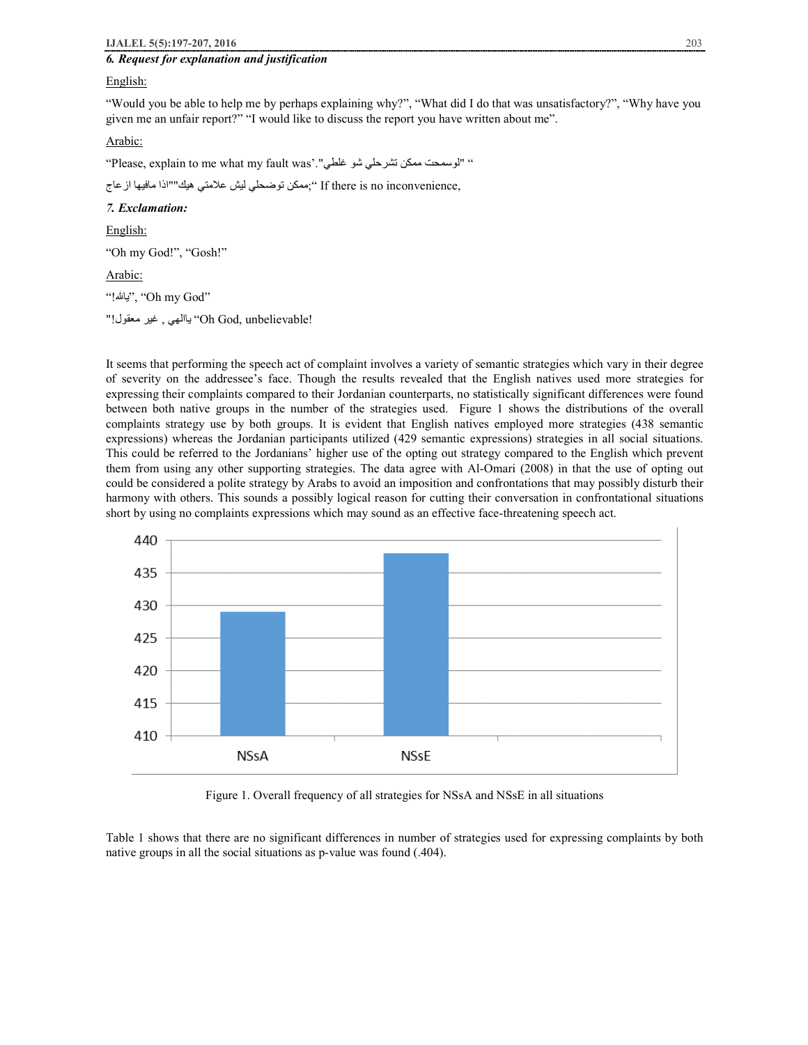### *6. Request for explanation and justification*

English:

"Would you be able to help me by perhaps explaining why?", "What did I do that was unsatisfactory?", "Why have you given me an unfair report?" "I would like to discuss the report you have written about me".

Arabic:

"Please, explain to me what my fault was'."لوسمحت ممكن تشرحلي شو غلطي" "

ممكن توضحلي ليش علامتي هيك""اذا مافيها ازعاج;" If there is no inconvenience,

### *7. Exclamation:*

English:

"Oh my God!", "Gosh!"

Arabic:

"ياالله!", "Oh my God"

"ياالهي , غير معقول!" "Oh God, unbelievable!

It seems that performing the speech act of complaint involves a variety of semantic strategies which vary in their degree of severity on the addressee's face. Though the results revealed that the English natives used more strategies for expressing their complaints compared to their Jordanian counterparts, no statistically significant differences were found between both native groups in the number of the strategies used. Figure 1 shows the distributions of the overall complaints strategy use by both groups. It is evident that English natives employed more strategies (438 semantic expressions) whereas the Jordanian participants utilized (429 semantic expressions) strategies in all social situations. This could be referred to the Jordanians' higher use of the opting out strategy compared to the English which prevent them from using any other supporting strategies. The data agree with Al-Omari (2008) in that the use of opting out could be considered a polite strategy by Arabs to avoid an imposition and confrontations that may possibly disturb their harmony with others. This sounds a possibly logical reason for cutting their conversation in confrontational situations short by using no complaints expressions which may sound as an effective face-threatening speech act.

Figure 1. Overall frequency of all strategies for NSsA and NSsE in all situations

Table 1 shows that there are no significant differences in number of strategies used for expressing complaints by both native groups in all the social situations as p-value was found (.404).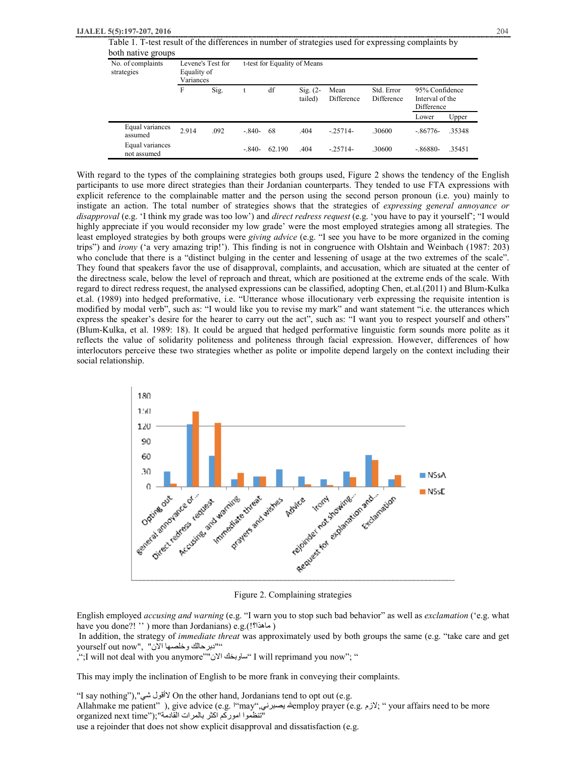Table 1. T-test result of the differences in number of strategies used for expressing complaints by both native groups

| No. of complaints strategies | Levene's Test for Equality of Variances | | t-test for Equality of Means | | | | | | |
|---|---|---|---|---|---|---|---|---|---|
| | F | Sig. | t | df | Sig. (2-tailed) | Mean Difference | Std. Error Difference | 95% Confidence Interval of the Difference | |
| | | | | | | | | Lower | Upper |
| Equal variances assumed | 2.914 | .092 | -.840- | 68 | .404 | -.25714- | .30600 | -.86776- | .35348 |
| Equal variances not assumed | | | -.840- | 62.190 | .404 | -.25714- | .30600 | -.86880- | .35451 |

With regard to the types of the complaining strategies both groups used, Figure 2 shows the tendency of the English participants to use more direct strategies than their Jordanian counterparts. They tended to use FTA expressions with explicit reference to the complainable matter and the person using the second person pronoun (i.e. you) mainly to instigate an action. The total number of strategies shows that the strategies of *expressing general annoyance or disapproval* (e.g. 'I think my grade was too low') and *direct redress request* (e.g. 'you have to pay it yourself'; "I would highly appreciate if you would reconsider my low grade' were the most employed strategies among all strategies. The least employed strategies by both groups were *giving advice* (e.g. "I see you have to be more organized in the coming trips") and *irony* ('a very amazing trip!'). This finding is not in congruence with Olshtain and Weinbach (1987: 203) who conclude that there is a "distinct bulging in the center and lessening of usage at the two extremes of the scale". They found that speakers favor the use of disapproval, complaints, and accusation, which are situated at the center of the directness scale, below the level of reproach and threat, which are positioned at the extreme ends of the scale. With regard to direct redress request, the analysed expressions can be classified, adopting Chen, et.al.(2011) and Blum-Kulka et.al. (1989) into hedged preformative, i.e. "Utterance whose illocutionary verb expressing the requisite intention is modified by modal verb", such as: "I would like you to revise my mark" and want statement "i.e. the utterances which express the speaker's desire for the hearer to carry out the act", such as: "I want you to respect yourself and others" (Blum-Kulka, et al. 1989: 18). It could be argued that hedged performative linguistic form sounds more polite as it reflects the value of solidarity politeness and politeness through facial expression. However, differences of how interlocutors perceive these two strategies whether as polite or impolite depend largely on the context including their social relationship.

Figure 2. Complaining strategies

English employed *accusing and warning* (e.g. "I warn you to stop such bad behavior" as well as *exclamation* ('e.g. what have you done?! '' ) more than Jordanians) e.g.(!؟ماهذا )

In addition, the strategy of *immediate threat* was approximately used by both groups the same (e.g. "take care and get yourself out now", "دبرحالك وخلصها الان""

,";I will not deal with you anymore""ساوبخك الان" I will reprimand you now"; "

This may imply the inclination of English to be more frank in conveying their complaints.

"I say nothing"),"لاأقول شي" On the other hand, Jordanians tend to opt out (e.g.
Allahmake me patient" ), give advice (e.g. ا"may",الله يصبرني employ prayer (e.g. لازم; " your affairs need to be more organized next time");"تنظموا اموركم اكثر بالمرات القادمة"
use a rejoinder that does not show explicit disapproval and dissatisfaction (e.g.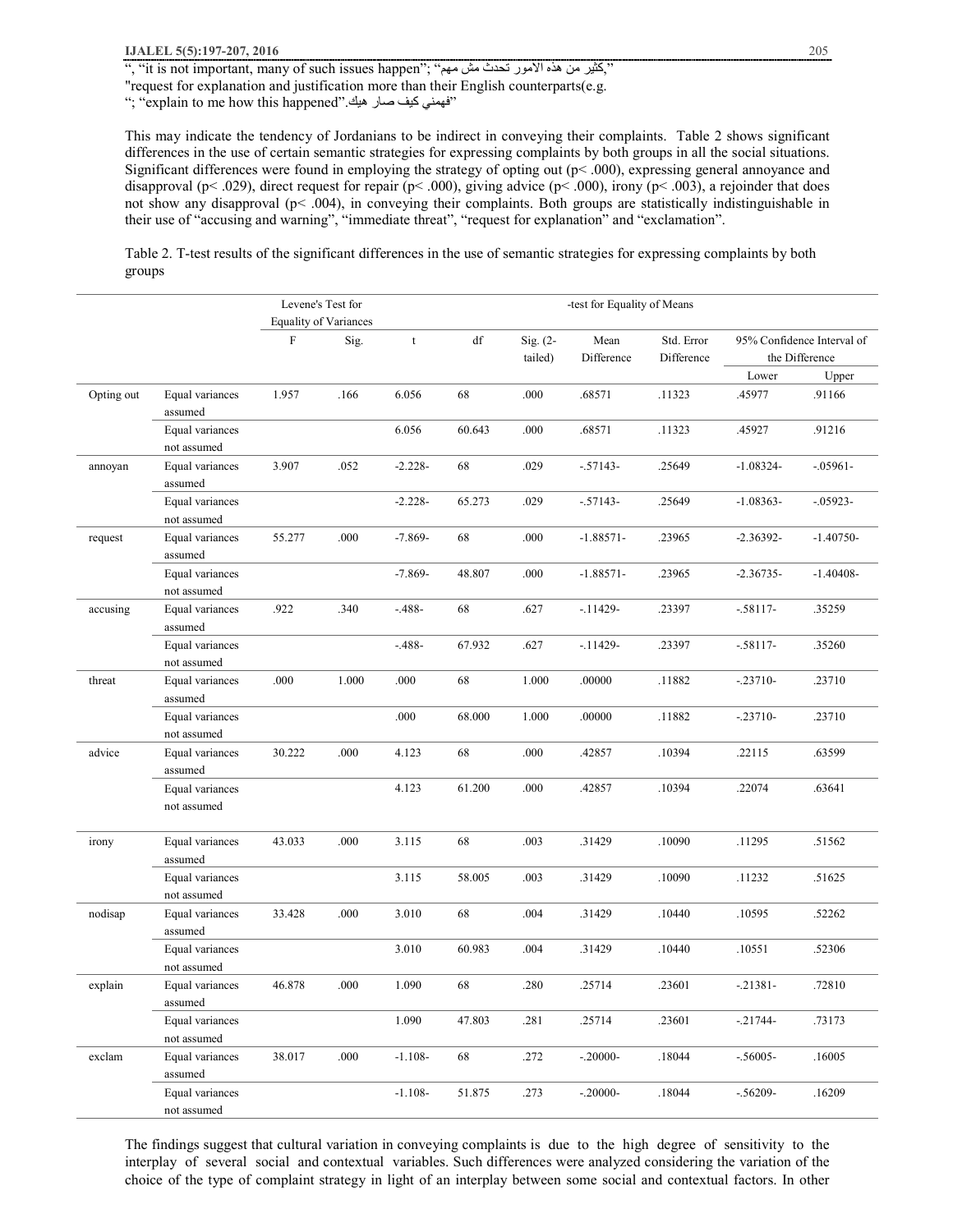", "it is not important, many of such issues happen"; "كثير من هذه الامور تحدث مش مهم,"
"request for explanation and justification more than their English counterparts(e.g.
"; "explain to me how this happened".فهمني كيف صار هيك"

This may indicate the tendency of Jordanians to be indirect in conveying their complaints. Table 2 shows significant differences in the use of certain semantic strategies for expressing complaints by both groups in all the social situations. Significant differences were found in employing the strategy of opting out ($p< .000$), expressing general annoyance and disapproval ($p< .029$), direct request for repair ($p< .000$), giving advice ($p< .000$), irony ($p< .003$), a rejoinder that does not show any disapproval ($p< .004$), in conveying their complaints. Both groups are statistically indistinguishable in their use of "accusing and warning", "immediate threat", "request for explanation" and "exclamation".

Table 2. T-test results of the significant differences in the use of semantic strategies for expressing complaints by both groups

| | | Levene's Test for Equality of Variances | | -test for Equality of Means | | | | | | |
|---|---|---|---|---|---|---|---|---|---|---|
| | | F | Sig. | t | df | Sig. (2-tailed) | Mean Difference | Std. Error Difference | 95% Confidence Interval of the Difference | |
| | | | | | | | | | Lower | Upper |
| Opting out | Equal variances assumed | 1.957 | .166 | 6.056 | 68 | .000 | .68571 | .11323 | .45977 | .91166 |
| | Equal variances not assumed | | | 6.056 | 60.643 | .000 | .68571 | .11323 | .45927 | .91216 |
| annoyan | Equal variances assumed | 3.907 | .052 | -2.228- | 68 | .029 | -.57143- | .25649 | -1.08324- | -.05961- |
| | Equal variances not assumed | | | -2.228- | 65.273 | .029 | -.57143- | .25649 | -1.08363- | -.05923- |
| request | Equal variances assumed | 55.277 | .000 | -7.869- | 68 | .000 | -1.88571- | .23965 | -2.36392- | -1.40750- |
| | Equal variances not assumed | | | -7.869- | 48.807 | .000 | -1.88571- | .23965 | -2.36735- | -1.40408- |
| accusing | Equal variances assumed | .922 | .340 | -.488- | 68 | .627 | -.11429- | .23397 | -.58117- | .35259 |
| | Equal variances not assumed | | | -.488- | 67.932 | .627 | -.11429- | .23397 | -.58117- | .35260 |
| threat | Equal variances assumed | .000 | 1.000 | .000 | 68 | 1.000 | .00000 | .11882 | -.23710- | .23710 |
| | Equal variances not assumed | | | .000 | 68.000 | 1.000 | .00000 | .11882 | -.23710- | .23710 |
| advice | Equal variances assumed | 30.222 | .000 | 4.123 | 68 | .000 | .42857 | .10394 | .22115 | .63599 |
| | Equal variances not assumed | | | 4.123 | 61.200 | .000 | .42857 | .10394 | .22074 | .63641 |
| irony | Equal variances assumed | 43.033 | .000 | 3.115 | 68 | .003 | .31429 | .10090 | .11295 | .51562 |
| | Equal variances not assumed | | | 3.115 | 58.005 | .003 | .31429 | .10090 | .11232 | .51625 |
| nodisap | Equal variances assumed | 33.428 | .000 | 3.010 | 68 | .004 | .31429 | .10440 | .10595 | .52262 |
| | Equal variances not assumed | | | 3.010 | 60.983 | .004 | .31429 | .10440 | .10551 | .52306 |
| explain | Equal variances assumed | 46.878 | .000 | 1.090 | 68 | .280 | .25714 | .23601 | -.21381- | .72810 |
| | Equal variances not assumed | | | 1.090 | 47.803 | .281 | .25714 | .23601 | -.21744- | .73173 |
| exclam | Equal variances assumed | 38.017 | .000 | -1.108- | 68 | .272 | -.20000- | .18044 | -.56005- | .16005 |
| | Equal variances not assumed | | | -1.108- | 51.875 | .273 | -.20000- | .18044 | -.56209- | .16209 |

The findings suggest that cultural variation in conveying complaints is due to the high degree of sensitivity to the interplay of several social and contextual variables. Such differences were analyzed considering the variation of the choice of the type of complaint strategy in light of an interplay between some social and contextual factors. In other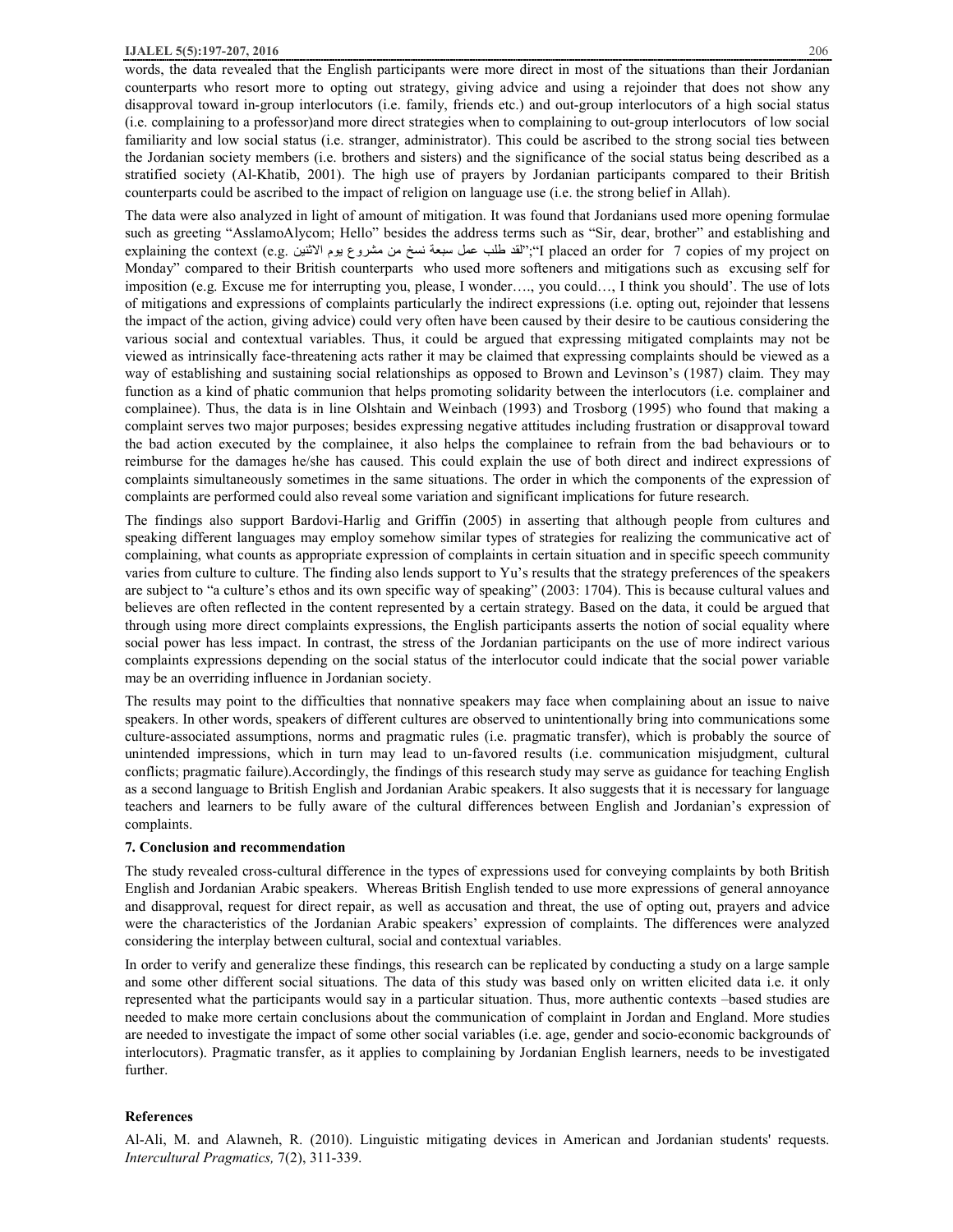words, the data revealed that the English participants were more direct in most of the situations than their Jordanian counterparts who resort more to opting out strategy, giving advice and using a rejoinder that does not show any disapproval toward in-group interlocutors (i.e. family, friends etc.) and out-group interlocutors of a high social status (i.e. complaining to a professor)and more direct strategies when to complaining to out-group interlocutors of low social familiarity and low social status (i.e. stranger, administrator). This could be ascribed to the strong social ties between the Jordanian society members (i.e. brothers and sisters) and the significance of the social status being described as a stratified society (Al-Khatib, 2001). The high use of prayers by Jordanian participants compared to their British counterparts could be ascribed to the impact of religion on language use (i.e. the strong belief in Allah).

The data were also analyzed in light of amount of mitigation. It was found that Jordanians used more opening formulae such as greeting "AsslamoAlycom; Hello" besides the address terms such as "Sir, dear, brother" and establishing and explaining the context (e.g. "لقد طلب عمل سبعة نسخ من مشروع يوم الاثنين";"I placed an order for 7 copies of my project on Monday" compared to their British counterparts who used more softeners and mitigations such as excusing self for imposition (e.g. Excuse me for interrupting you, please, I wonder…., you could…, I think you should'. The use of lots of mitigations and expressions of complaints particularly the indirect expressions (i.e. opting out, rejoinder that lessens the impact of the action, giving advice) could very often have been caused by their desire to be cautious considering the various social and contextual variables. Thus, it could be argued that expressing mitigated complaints may not be viewed as intrinsically face-threatening acts rather it may be claimed that expressing complaints should be viewed as a way of establishing and sustaining social relationships as opposed to Brown and Levinson's (1987) claim. They may function as a kind of phatic communion that helps promoting solidarity between the interlocutors (i.e. complainer and complainee). Thus, the data is in line Olshtain and Weinbach (1993) and Trosborg (1995) who found that making a complaint serves two major purposes; besides expressing negative attitudes including frustration or disapproval toward the bad action executed by the complainee, it also helps the complainee to refrain from the bad behaviours or to reimburse for the damages he/she has caused. This could explain the use of both direct and indirect expressions of complaints simultaneously sometimes in the same situations. The order in which the components of the expression of complaints are performed could also reveal some variation and significant implications for future research.

The findings also support Bardovi-Harlig and Griffin (2005) in asserting that although people from cultures and speaking different languages may employ somehow similar types of strategies for realizing the communicative act of complaining, what counts as appropriate expression of complaints in certain situation and in specific speech community varies from culture to culture. The finding also lends support to Yu's results that the strategy preferences of the speakers are subject to "a culture's ethos and its own specific way of speaking" (2003: 1704). This is because cultural values and believes are often reflected in the content represented by a certain strategy. Based on the data, it could be argued that through using more direct complaints expressions, the English participants asserts the notion of social equality where social power has less impact. In contrast, the stress of the Jordanian participants on the use of more indirect various complaints expressions depending on the social status of the interlocutor could indicate that the social power variable may be an overriding influence in Jordanian society.

The results may point to the difficulties that nonnative speakers may face when complaining about an issue to naive speakers. In other words, speakers of different cultures are observed to unintentionally bring into communications some culture-associated assumptions, norms and pragmatic rules (i.e. pragmatic transfer), which is probably the source of unintended impressions, which in turn may lead to un-favored results (i.e. communication misjudgment, cultural conflicts; pragmatic failure).Accordingly, the findings of this research study may serve as guidance for teaching English as a second language to British English and Jordanian Arabic speakers. It also suggests that it is necessary for language teachers and learners to be fully aware of the cultural differences between English and Jordanian's expression of complaints.

## 7. Conclusion and recommendation

The study revealed cross-cultural difference in the types of expressions used for conveying complaints by both British English and Jordanian Arabic speakers. Whereas British English tended to use more expressions of general annoyance and disapproval, request for direct repair, as well as accusation and threat, the use of opting out, prayers and advice were the characteristics of the Jordanian Arabic speakers' expression of complaints. The differences were analyzed considering the interplay between cultural, social and contextual variables.

In order to verify and generalize these findings, this research can be replicated by conducting a study on a large sample and some other different social situations. The data of this study was based only on written elicited data i.e. it only represented what the participants would say in a particular situation. Thus, more authentic contexts –based studies are needed to make more certain conclusions about the communication of complaint in Jordan and England. More studies are needed to investigate the impact of some other social variables (i.e. age, gender and socio-economic backgrounds of interlocutors). Pragmatic transfer, as it applies to complaining by Jordanian English learners, needs to be investigated further.

## References

Al-Ali, M. and Alawneh, R. (2010). Linguistic mitigating devices in American and Jordanian students' requests. *Intercultural Pragmatics,* 7(2), 311-339.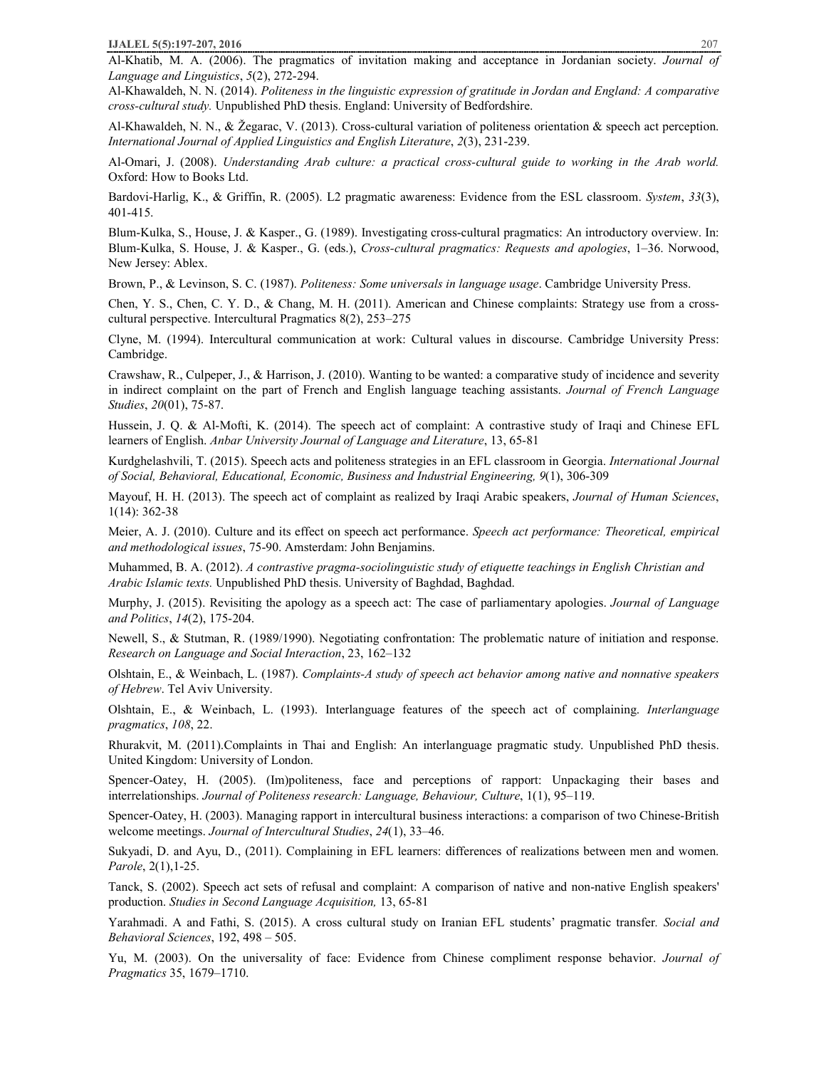Al-Khatib, M. A. (2006). The pragmatics of invitation making and acceptance in Jordanian society. *Journal of Language and Linguistics*, *5*(2), 272-294.

Al-Khawaldeh, N. N. (2014). *Politeness in the linguistic expression of gratitude in Jordan and England: A comparative cross-cultural study.* Unpublished PhD thesis. England: University of Bedfordshire.

Al-Khawaldeh, N. N., & Žegarac, V. (2013). Cross-cultural variation of politeness orientation & speech act perception. *International Journal of Applied Linguistics and English Literature*, *2*(3), 231-239.

Al-Omari, J. (2008). *Understanding Arab culture: a practical cross-cultural guide to working in the Arab world.* Oxford: How to Books Ltd.

Bardovi-Harlig, K., & Griffin, R. (2005). L2 pragmatic awareness: Evidence from the ESL classroom. *System*, *33*(3), 401-415.

Blum-Kulka, S., House, J. & Kasper., G. (1989). Investigating cross-cultural pragmatics: An introductory overview. In: Blum-Kulka, S. House, J. & Kasper., G. (eds.), *Cross-cultural pragmatics: Requests and apologies*, 1–36. Norwood, New Jersey: Ablex.

Brown, P., & Levinson, S. C. (1987). *Politeness: Some universals in language usage*. Cambridge University Press.

Chen, Y. S., Chen, C. Y. D., & Chang, M. H. (2011). American and Chinese complaints: Strategy use from a cross-cultural perspective. Intercultural Pragmatics 8(2), 253–275

Clyne, M. (1994). Intercultural communication at work: Cultural values in discourse. Cambridge University Press: Cambridge.

Crawshaw, R., Culpeper, J., & Harrison, J. (2010). Wanting to be wanted: a comparative study of incidence and severity in indirect complaint on the part of French and English language teaching assistants. *Journal of French Language Studies*, *20*(01), 75-87.

Hussein, J. Q. & Al-Mofti, K. (2014). The speech act of complaint: A contrastive study of Iraqi and Chinese EFL learners of English. *Anbar University Journal of Language and Literature*, 13, 65-81

Kurdghelashvili, T. (2015). Speech acts and politeness strategies in an EFL classroom in Georgia. *International Journal of Social, Behavioral, Educational, Economic, Business and Industrial Engineering, 9*(1), 306-309

Mayouf, H. H. (2013). The speech act of complaint as realized by Iraqi Arabic speakers, *Journal of Human Sciences*, 1(14): 362-38

Meier, A. J. (2010). Culture and its effect on speech act performance. *Speech act performance: Theoretical, empirical and methodological issues*, 75-90. Amsterdam: John Benjamins.

Muhammed, B. A. (2012). *A contrastive pragma-sociolinguistic study of etiquette teachings in English Christian and Arabic Islamic texts.* Unpublished PhD thesis. University of Baghdad, Baghdad.

Murphy, J. (2015). Revisiting the apology as a speech act: The case of parliamentary apologies. *Journal of Language and Politics*, *14*(2), 175-204.

Newell, S., & Stutman, R. (1989/1990). Negotiating confrontation: The problematic nature of initiation and response. *Research on Language and Social Interaction*, 23, 162–132

Olshtain, E., & Weinbach, L. (1987). *Complaints-A study of speech act behavior among native and nonnative speakers of Hebrew*. Tel Aviv University.

Olshtain, E., & Weinbach, L. (1993). Interlanguage features of the speech act of complaining. *Interlanguage pragmatics*, *108*, 22.

Rhurakvit, M. (2011).Complaints in Thai and English: An interlanguage pragmatic study. Unpublished PhD thesis. United Kingdom: University of London.

Spencer-Oatey, H. (2005). (Im)politeness, face and perceptions of rapport: Unpackaging their bases and interrelationships. *Journal of Politeness research: Language, Behaviour, Culture*, 1(1), 95–119.

Spencer-Oatey, H. (2003). Managing rapport in intercultural business interactions: a comparison of two Chinese-British welcome meetings. *Journal of Intercultural Studies*, *24*(1), 33–46.

Sukyadi, D. and Ayu, D., (2011). Complaining in EFL learners: differences of realizations between men and women. *Parole*, 2(1),1-25.

Tanck, S. (2002). Speech act sets of refusal and complaint: A comparison of native and non-native English speakers' production. *Studies in Second Language Acquisition,* 13, 65-81

Yarahmadi. A and Fathi, S. (2015). A cross cultural study on Iranian EFL students' pragmatic transfer*. Social and Behavioral Sciences*, 192, 498 – 505.

Yu, M. (2003). On the universality of face: Evidence from Chinese compliment response behavior. *Journal of Pragmatics* 35, 1679–1710.